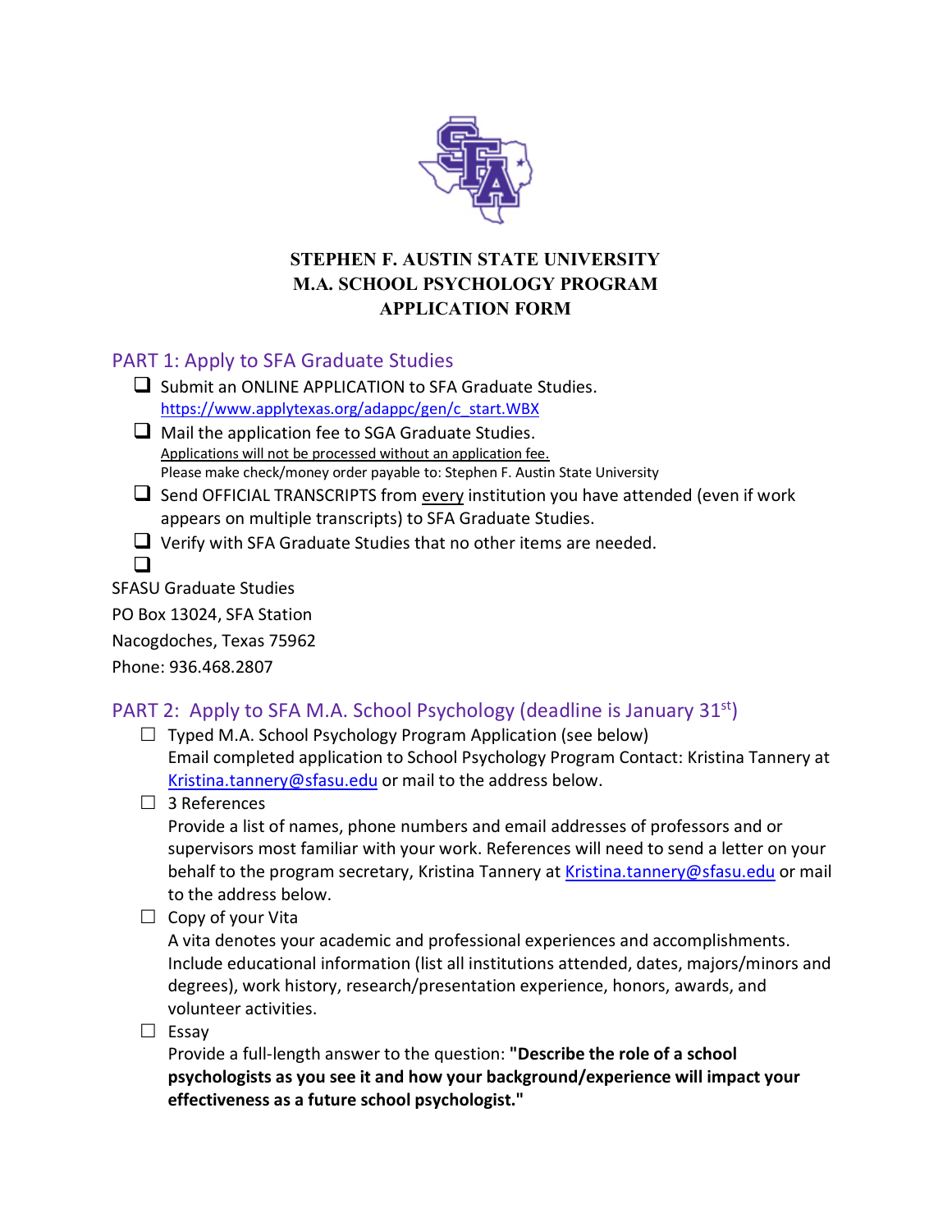# STEPHEN F. AUSTIN STATE UNIVERSITY
# M.A. SCHOOL PSYCHOLOGY PROGRAM
# APPLICATION FORM

## PART 1: Apply to SFA Graduate Studies

- ☐ Submit an ONLINE APPLICATION to SFA Graduate Studies.
  https://www.applytexas.org/adappc/gen/c_start.WBX
- ☐ Mail the application fee to SGA Graduate Studies.
  Applications will not be processed without an application fee.
  Please make check/money order payable to: Stephen F. Austin State University
- ☐ Send OFFICIAL TRANSCRIPTS from every institution you have attended (even if work appears on multiple transcripts) to SFA Graduate Studies.
- ☐ Verify with SFA Graduate Studies that no other items are needed.
- ☐

SFASU Graduate Studies
PO Box 13024, SFA Station
Nacogdoches, Texas 75962
Phone: 936.468.2807

## PART 2: Apply to SFA M.A. School Psychology (deadline is January 31st)

- ☐ Typed M.A. School Psychology Program Application (see below)
  Email completed application to School Psychology Program Contact: Kristina Tannery at Kristina.tannery@sfasu.edu or mail to the address below.
- ☐ 3 References
  Provide a list of names, phone numbers and email addresses of professors and or supervisors most familiar with your work. References will need to send a letter on your behalf to the program secretary, Kristina Tannery at Kristina.tannery@sfasu.edu or mail to the address below.
- ☐ Copy of your Vita
  A vita denotes your academic and professional experiences and accomplishments. Include educational information (list all institutions attended, dates, majors/minors and degrees), work history, research/presentation experience, honors, awards, and volunteer activities.
- ☐ Essay
  Provide a full-length answer to the question: **"Describe the role of a school psychologists as you see it and how your background/experience will impact your effectiveness as a future school psychologist."**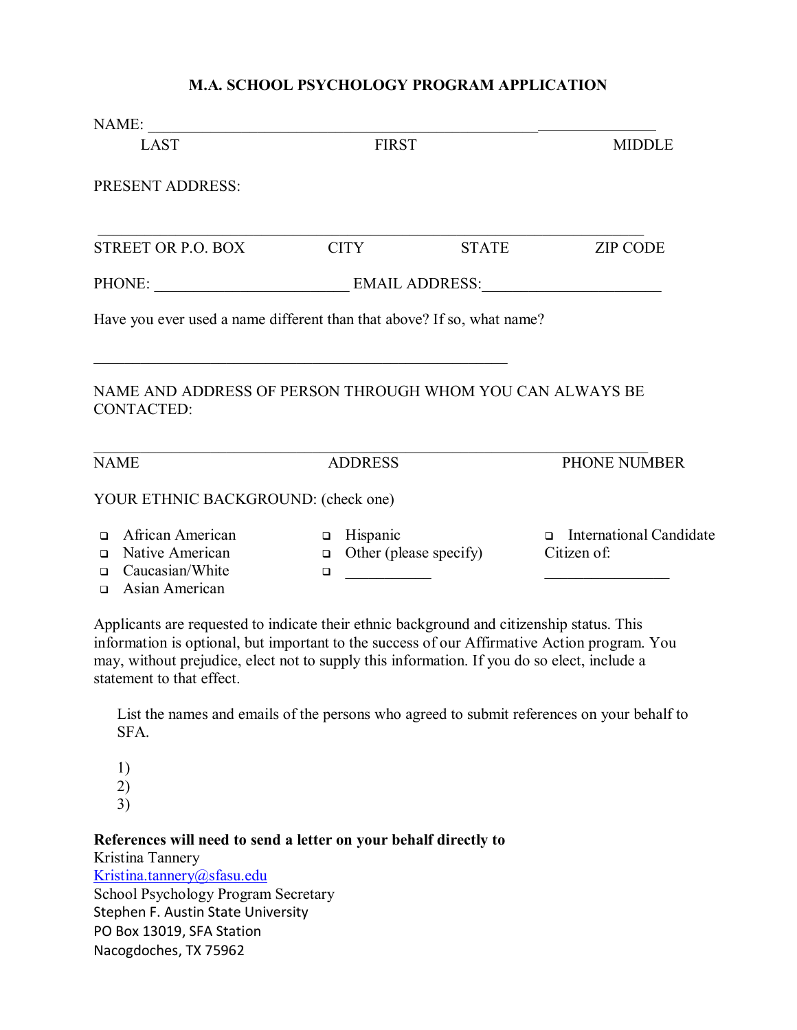# M.A. SCHOOL PSYCHOLOGY PROGRAM APPLICATION

NAME: ______________________________________________________________

LAST FIRST MIDDLE

PRESENT ADDRESS:

______________________________________________________________

STREET OR P.O. BOX CITY STATE ZIP CODE

PHONE: ________________________ EMAIL ADDRESS: ______________________

Have you ever used a name different than that above? If so, what name?

______________________________________________________

NAME AND ADDRESS OF PERSON THROUGH WHOM YOU CAN ALWAYS BE CONTACTED:

______________________________________________________________

NAME ADDRESS PHONE NUMBER

YOUR ETHNIC BACKGROUND: (check one)

- ❑ African American
- ❑ Native American
- ❑ Caucasian/White
- ❑ Asian American
- ❑ Hispanic
- ❑ Other (please specify)
- ❑ ___________
- ❑ International Candidate
  Citizen of: ________________

Applicants are requested to indicate their ethnic background and citizenship status. This information is optional, but important to the success of our Affirmative Action program. You may, without prejudice, elect not to supply this information. If you do so elect, include a statement to that effect.

List the names and emails of the persons who agreed to submit references on your behalf to SFA.

1)
2)
3)

**References will need to send a letter on your behalf directly to**

Kristina Tannery
Kristina.tannery@sfasu.edu
School Psychology Program Secretary
Stephen F. Austin State University
PO Box 13019, SFA Station
Nacogdoches, TX 75962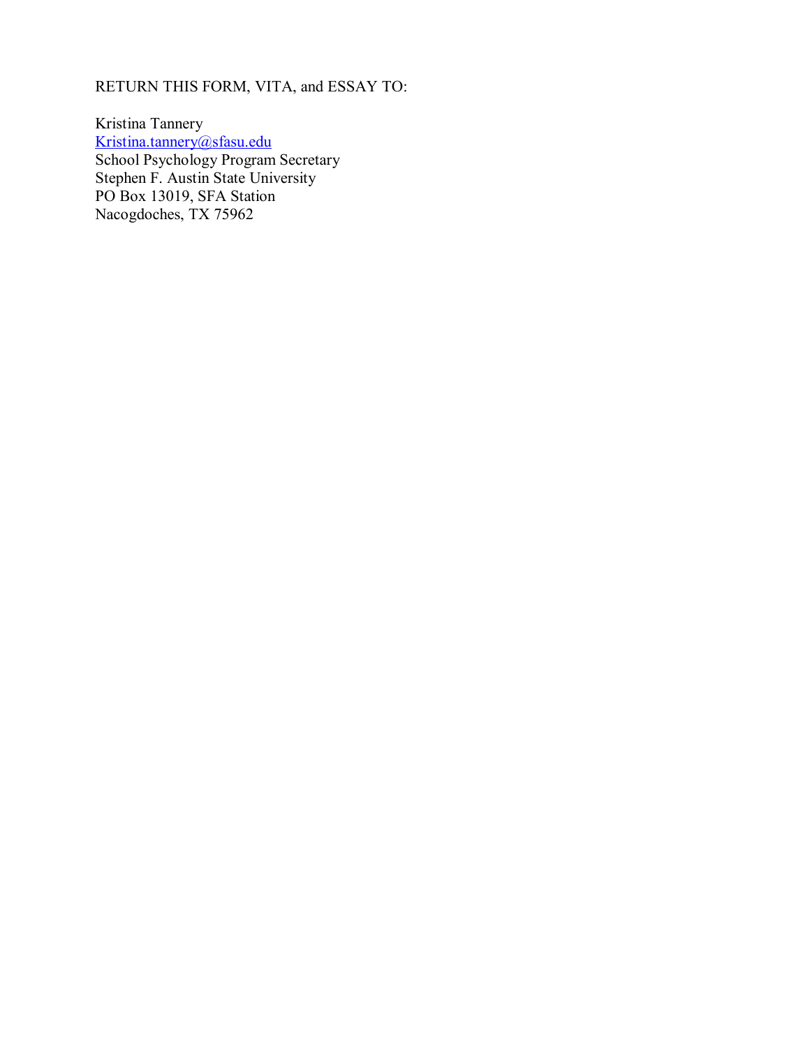RETURN THIS FORM, VITA, and ESSAY TO:

Kristina Tannery
Kristina.tannery@sfasu.edu
School Psychology Program Secretary
Stephen F. Austin State University
PO Box 13019, SFA Station
Nacogdoches, TX 75962